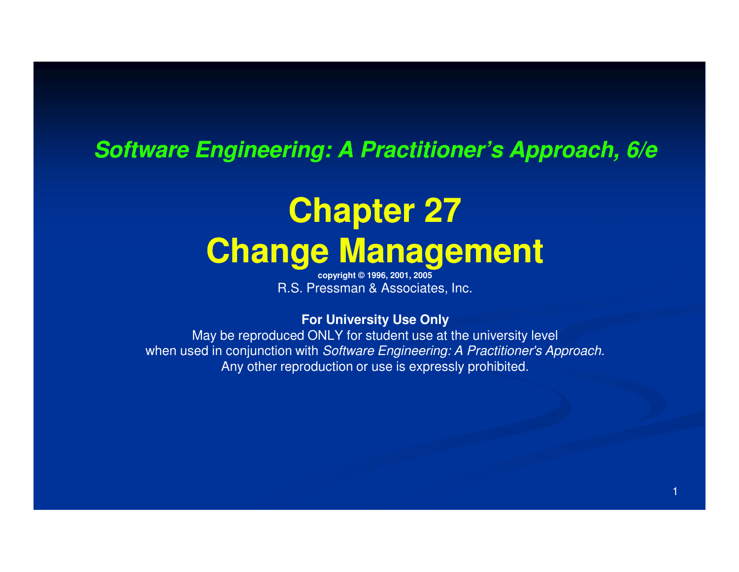***Software Engineering: A Practitioner's Approach, 6/e***

# Chapter 27
# Change Management

**copyright © 1996, 2001, 2005**

R.S. Pressman & Associates, Inc.

**For University Use Only**

May be reproduced ONLY for student use at the university level
when used in conjunction with *Software Engineering: A Practitioner's Approach.*
Any other reproduction or use is expressly prohibited.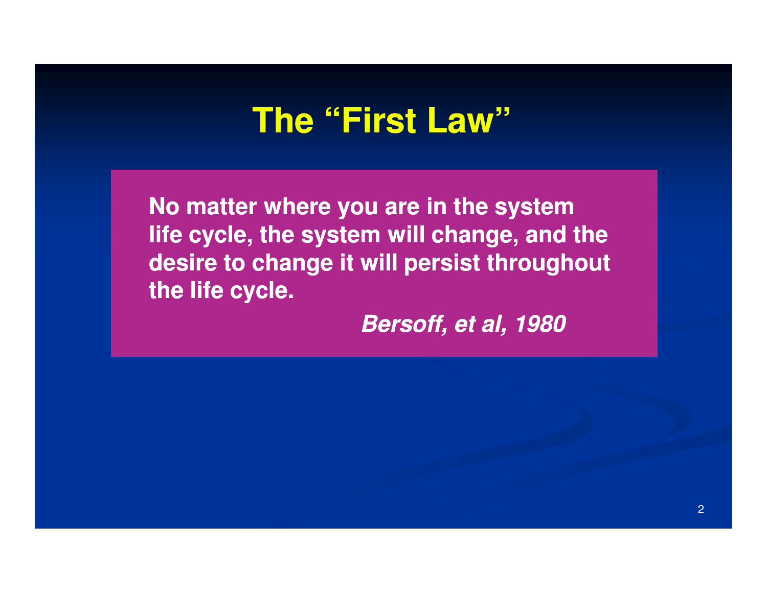# The "First Law"

**No matter where you are in the system life cycle, the system will change, and the desire to change it will persist throughout the life cycle.**

***Bersoff, et al, 1980***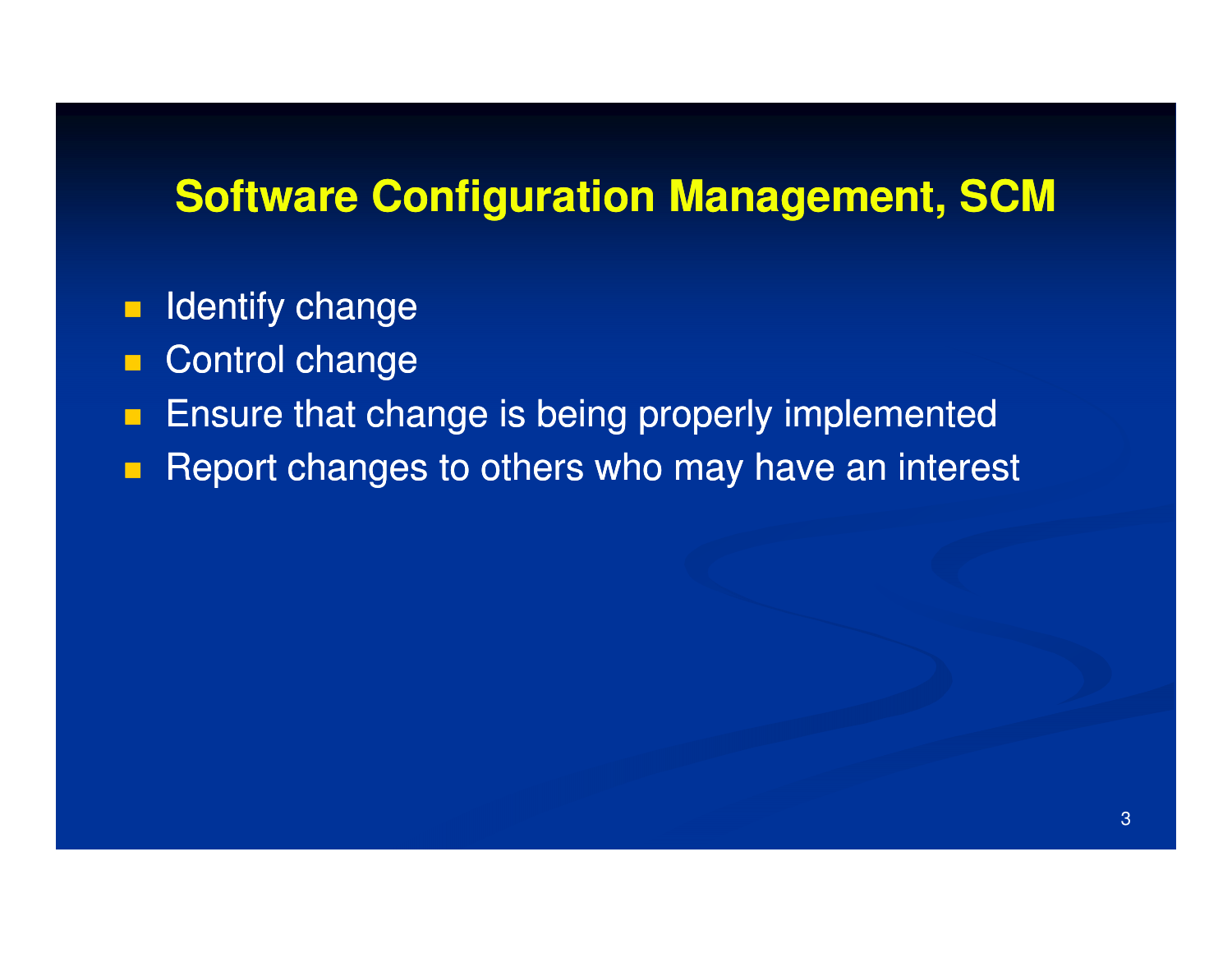# Software Configuration Management, SCM

- Identify change
- Control change
- Ensure that change is being properly implemented
- Report changes to others who may have an interest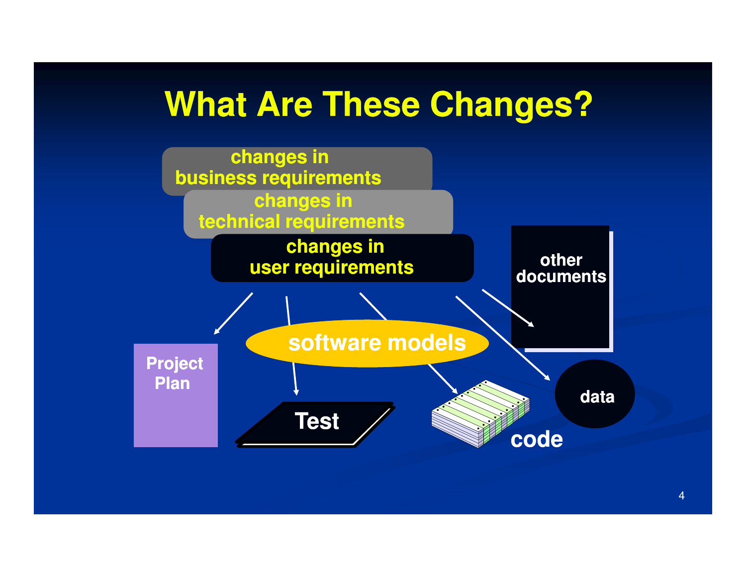# What Are These Changes?

changes in business requirements

changes in technical requirements

changes in user requirements

other documents

software models

Project Plan

Test

code

data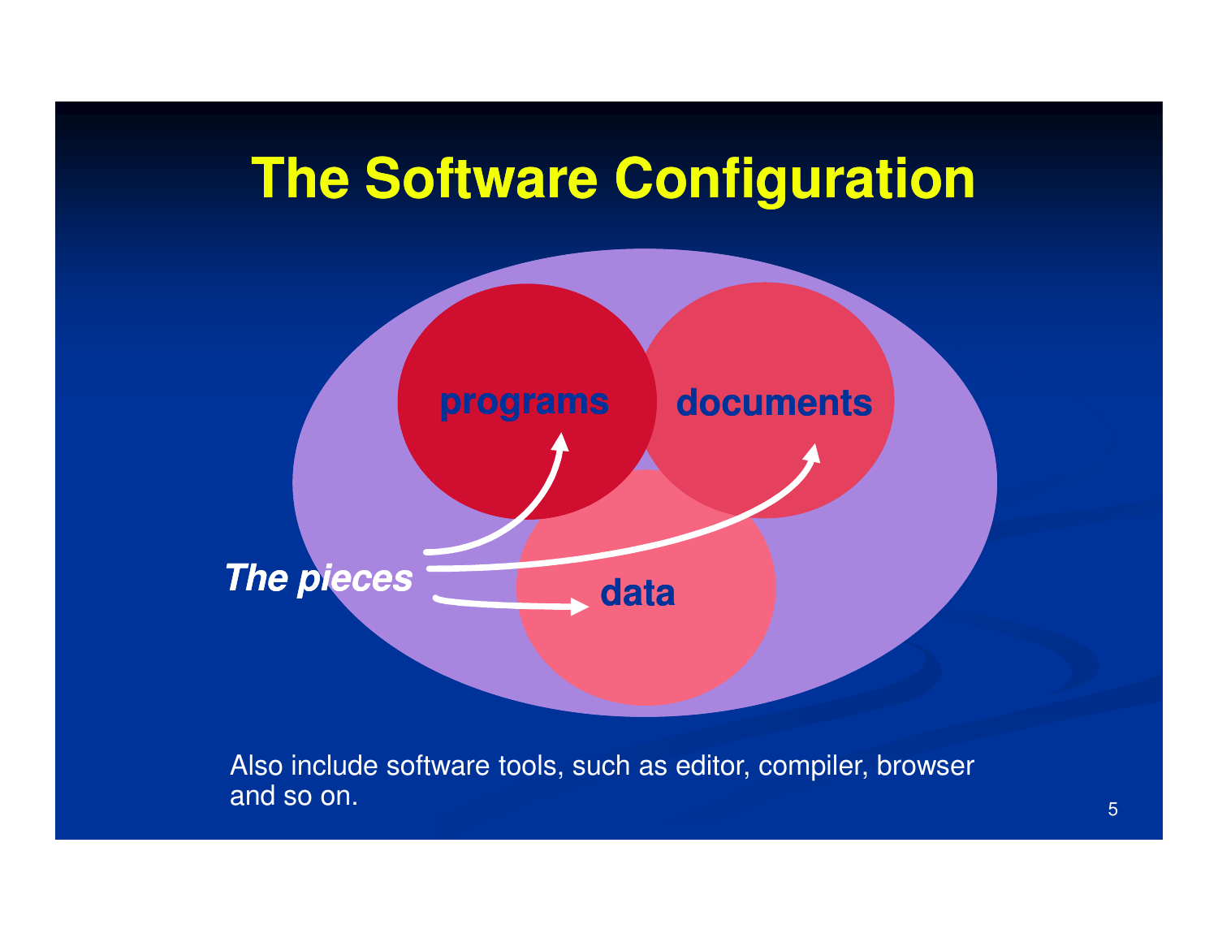# The Software Configuration

programs

documents

data

*The pieces*

Also include software tools, such as editor, compiler, browser and so on.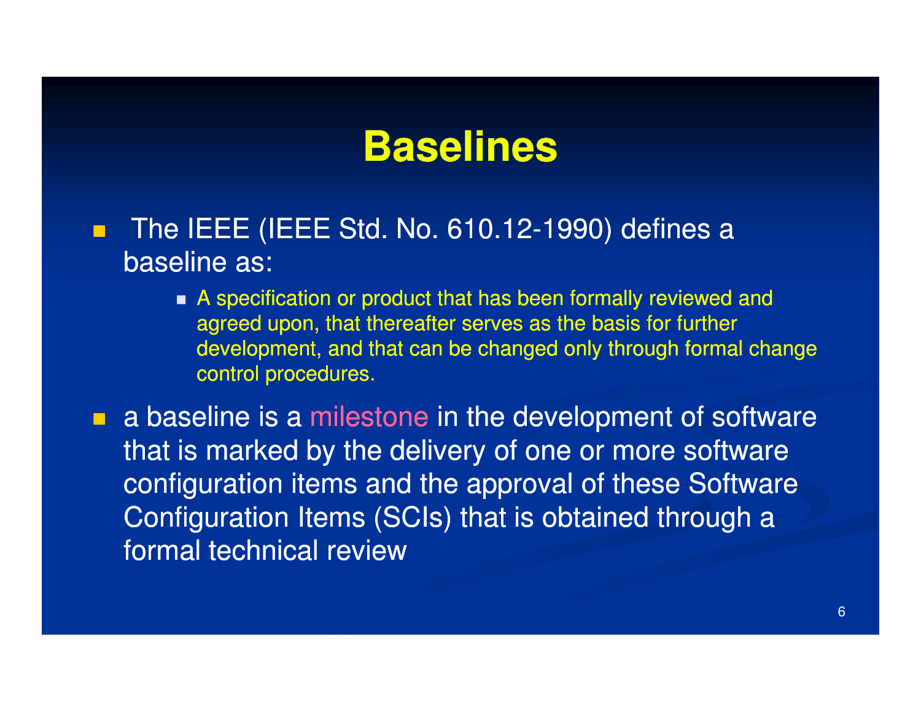# Baselines

- The IEEE (IEEE Std. No. 610.12-1990) defines a baseline as:
  - A specification or product that has been formally reviewed and agreed upon, that thereafter serves as the basis for further development, and that can be changed only through formal change control procedures.
- a baseline is a milestone in the development of software that is marked by the delivery of one or more software configuration items and the approval of these Software Configuration Items (SCIs) that is obtained through a formal technical review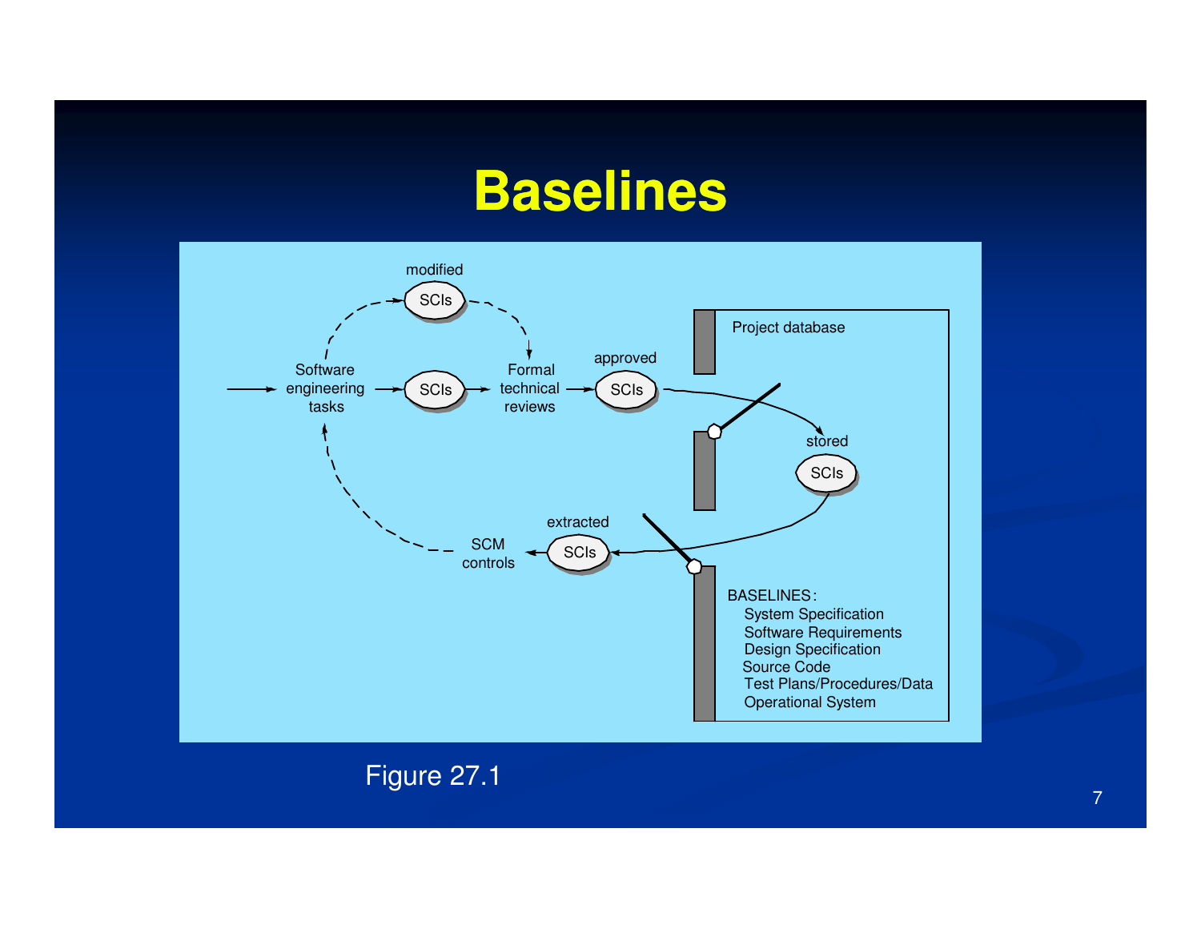# Baselines

modified

SCIs

Software engineering tasks

SCIs

Formal technical reviews

approved

SCIs

Project database

stored

SCIs

extracted

SCIs

SCM controls

BASELINES:
- System Specification
- Software Requirements
- Design Specification
- Source Code
- Test Plans/Procedures/Data
- Operational System

Figure 27.1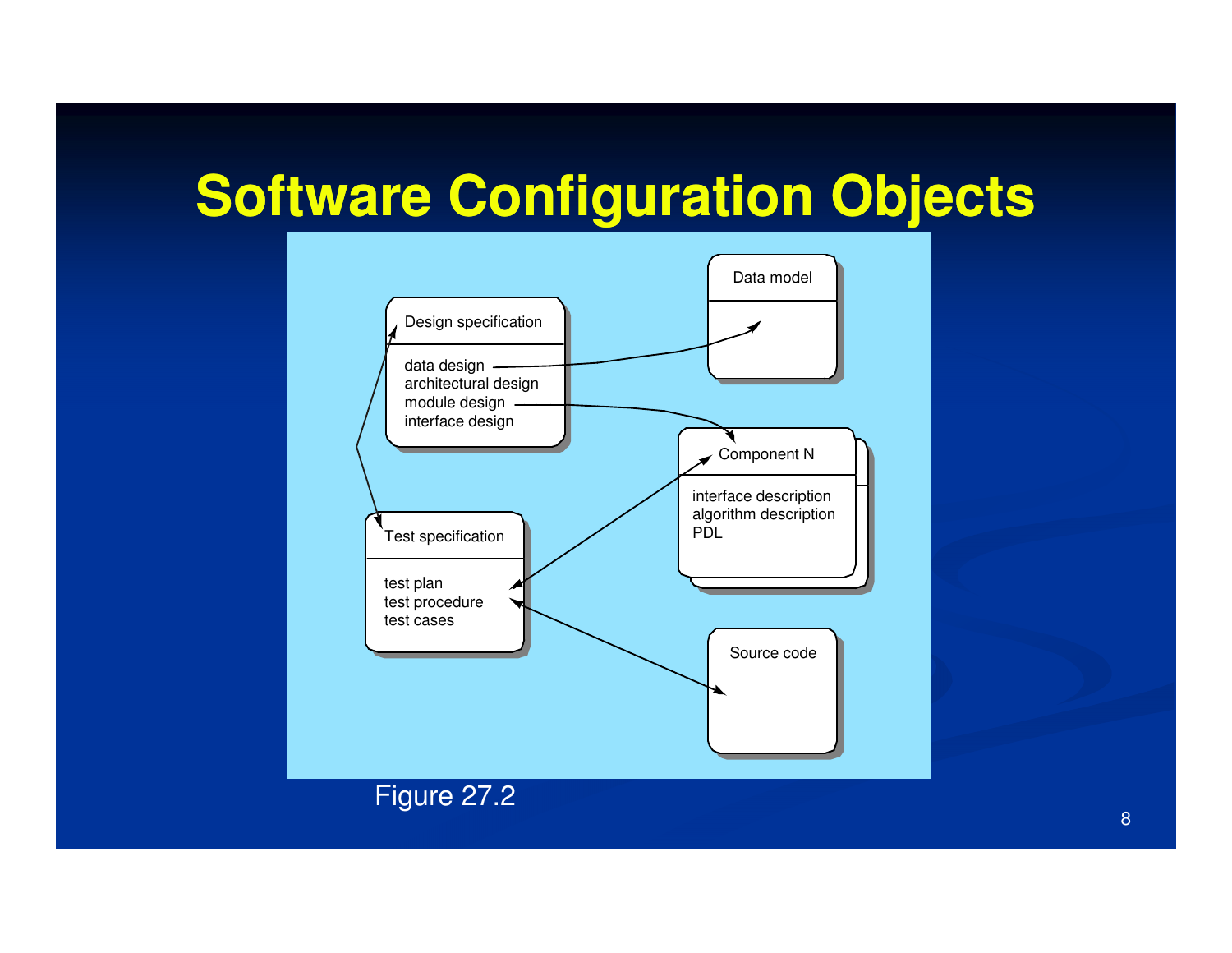# Software Configuration Objects

Design specification

data design
architectural design
module design
interface design

Data model

Component N

interface description
algorithm description
PDL

Test specification

test plan
test procedure
test cases

Source code

Figure 27.2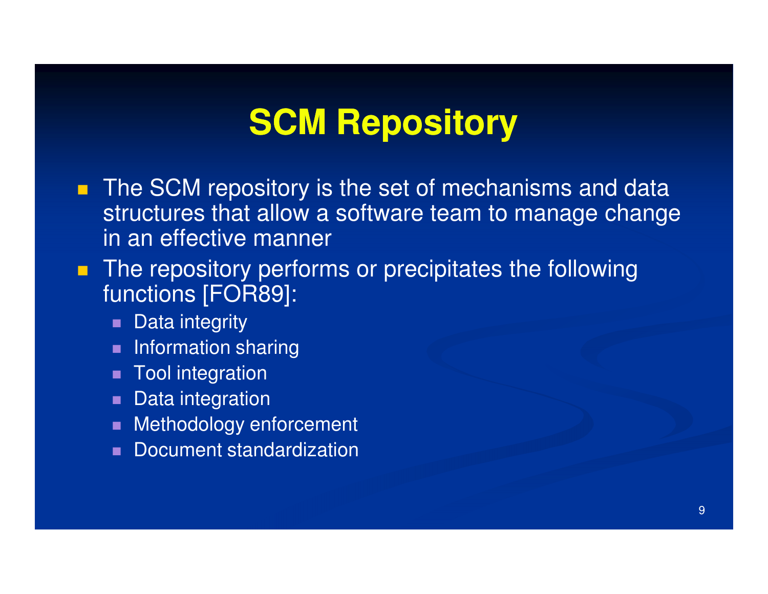# SCM Repository

- The SCM repository is the set of mechanisms and data structures that allow a software team to manage change in an effective manner
- The repository performs or precipitates the following functions [FOR89]:
  - Data integrity
  - Information sharing
  - Tool integration
  - Data integration
  - Methodology enforcement
  - Document standardization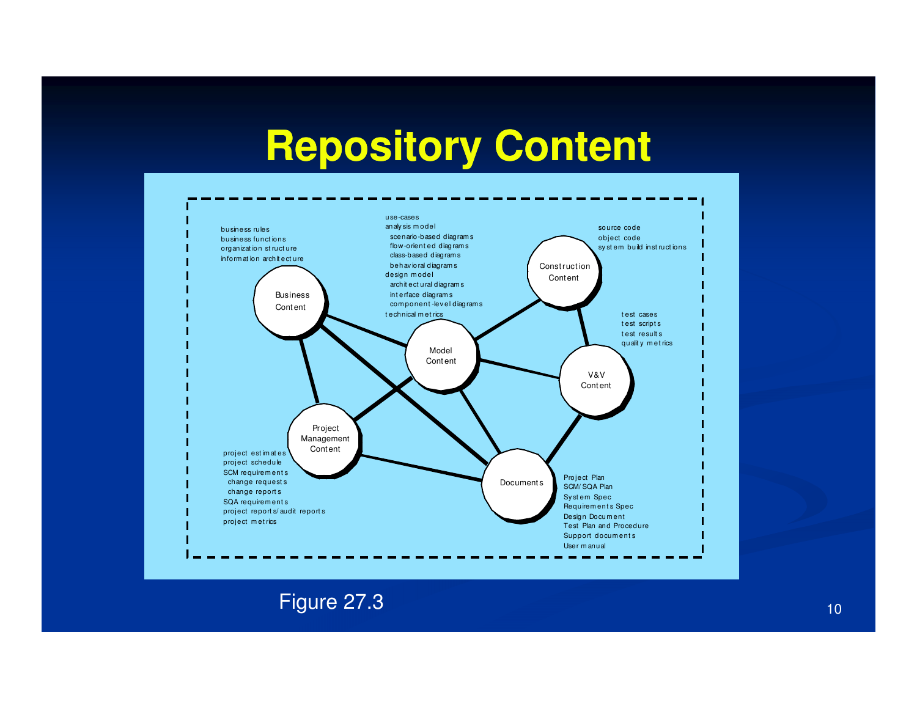# Repository Content

**Business Content**
- business rules
- business functions
- organization structure
- information architecture

**Model Content**
- use-cases
- analysis model
  - scenario-based diagrams
  - flow-oriented diagrams
  - class-based diagrams
  - behavioral diagrams
- design model
  - architectural diagrams
  - interface diagrams
  - component-level diagrams
- technical metrics

**Construction Content**
- source code
- object code
- system build instructions

**V&V Content**
- test cases
- test scripts
- test results
- quality metrics

**Project Management Content**
- project estimates
- project schedule
- SCM requirements
  - change requests
  - change reports
- SQA requirements
- project reports/audit reports
- project metrics

**Documents**
- Project Plan
- SCM/SQA Plan
- System Spec
- Requirements Spec
- Design Document
- Test Plan and Procedure
- Support documents
- User manual

Figure 27.3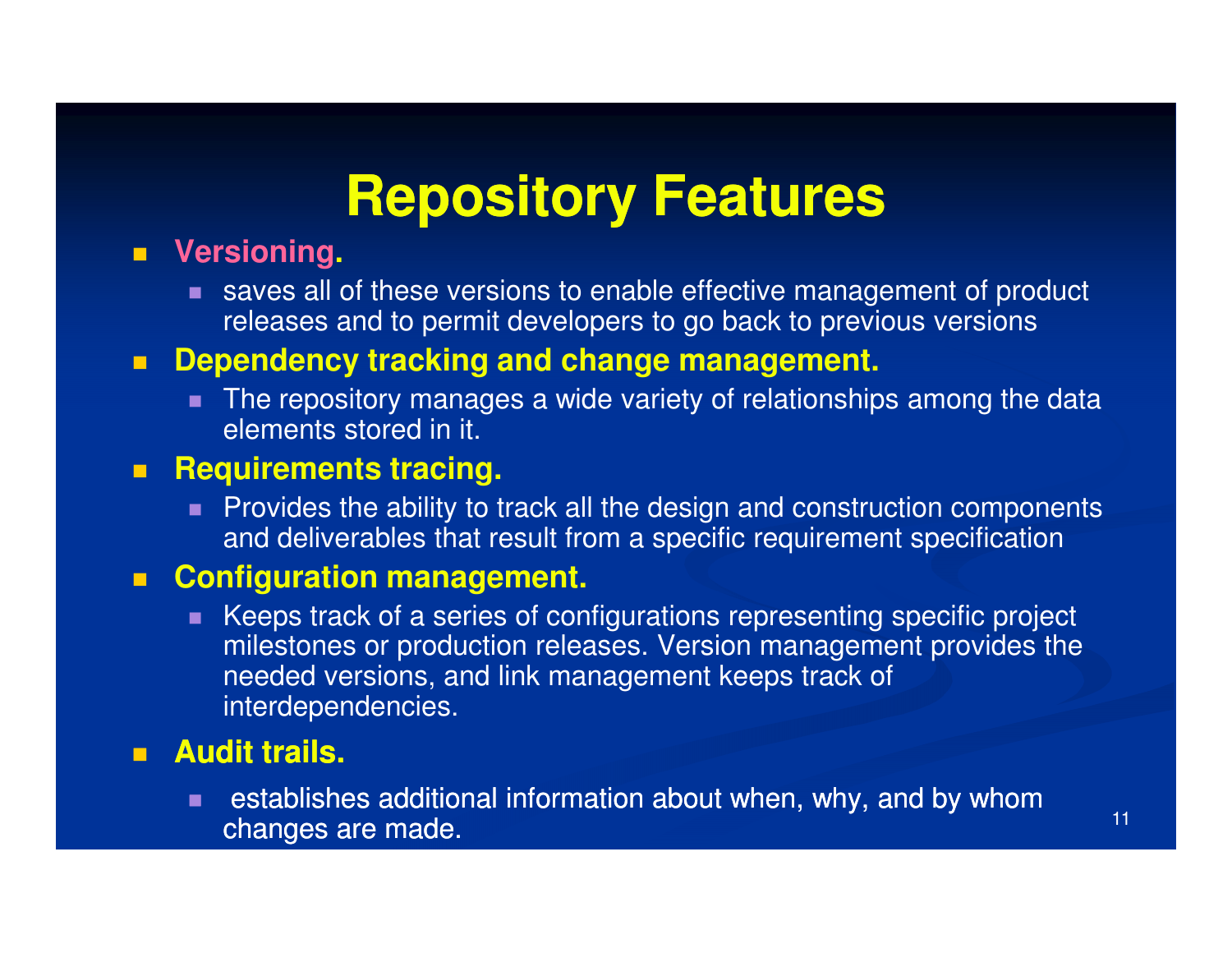# Repository Features

- **Versioning.**
  - saves all of these versions to enable effective management of product releases and to permit developers to go back to previous versions
- **Dependency tracking and change management.**
  - The repository manages a wide variety of relationships among the data elements stored in it.
- **Requirements tracing.**
  - Provides the ability to track all the design and construction components and deliverables that result from a specific requirement specification
- **Configuration management.**
  - Keeps track of a series of configurations representing specific project milestones or production releases. Version management provides the needed versions, and link management keeps track of interdependencies.
- **Audit trails.**
  - establishes additional information about when, why, and by whom changes are made.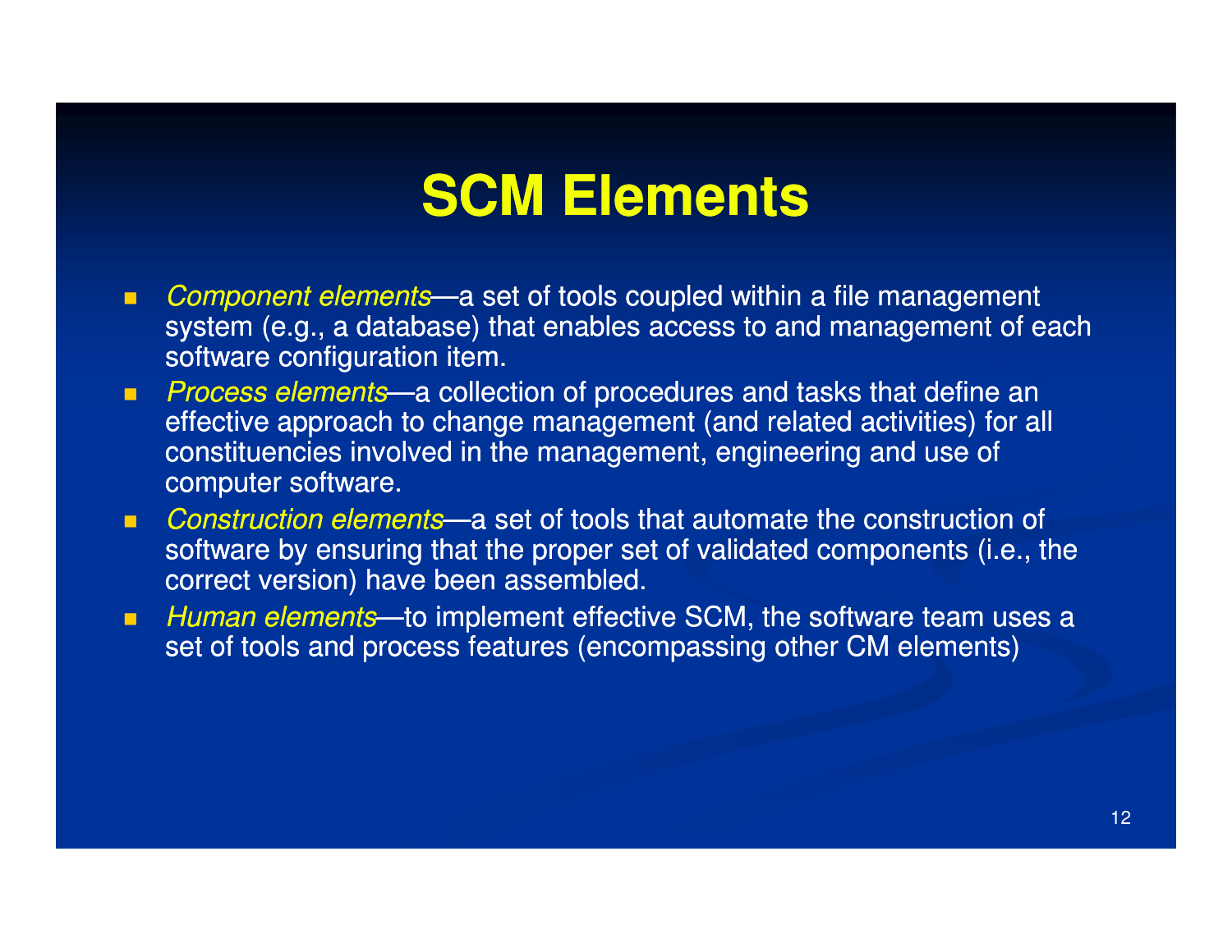# SCM Elements

- *Component elements*—a set of tools coupled within a file management system (e.g., a database) that enables access to and management of each software configuration item.
- *Process elements*—a collection of procedures and tasks that define an effective approach to change management (and related activities) for all constituencies involved in the management, engineering and use of computer software.
- *Construction elements*—a set of tools that automate the construction of software by ensuring that the proper set of validated components (i.e., the correct version) have been assembled.
- *Human elements*—to implement effective SCM, the software team uses a set of tools and process features (encompassing other CM elements)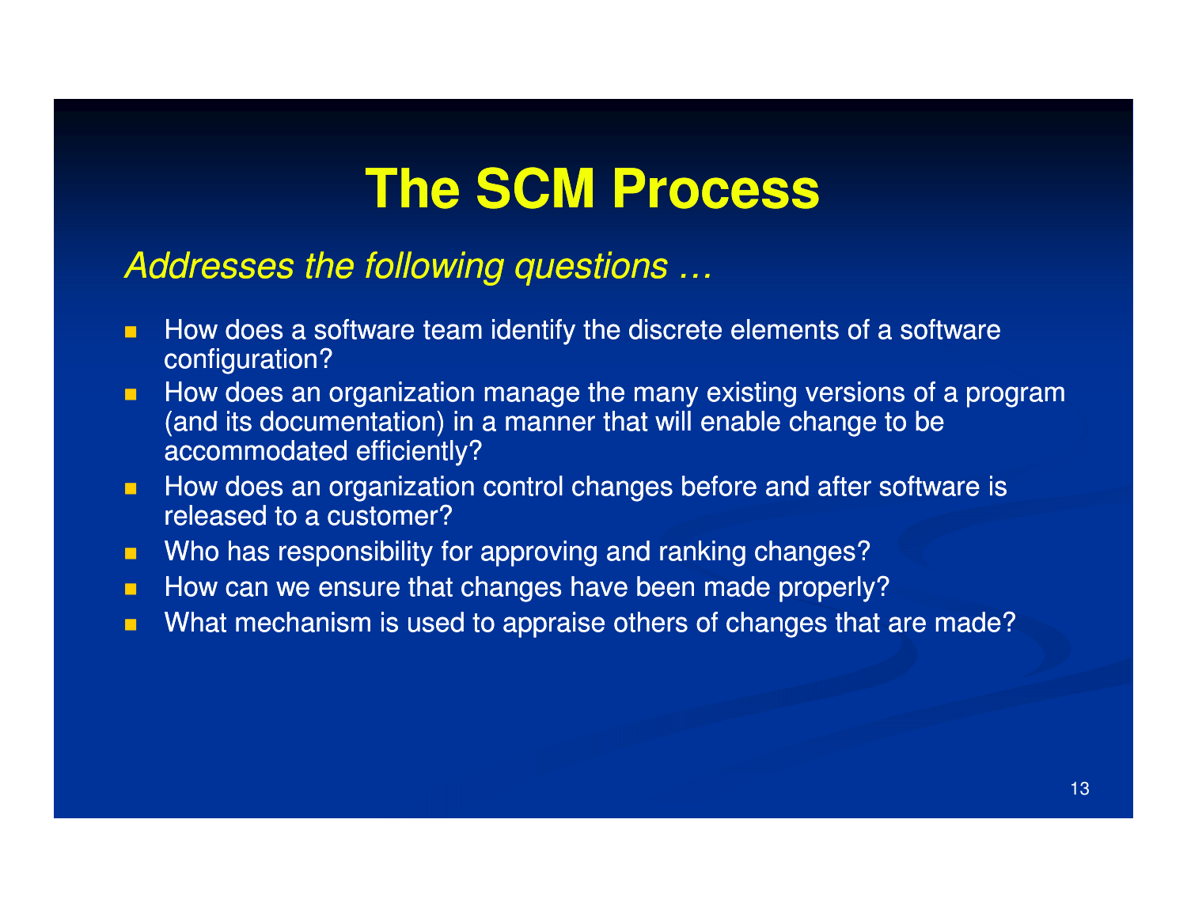# The SCM Process

*Addresses the following questions …*

- How does a software team identify the discrete elements of a software configuration?
- How does an organization manage the many existing versions of a program (and its documentation) in a manner that will enable change to be accommodated efficiently?
- How does an organization control changes before and after software is released to a customer?
- Who has responsibility for approving and ranking changes?
- How can we ensure that changes have been made properly?
- What mechanism is used to appraise others of changes that are made?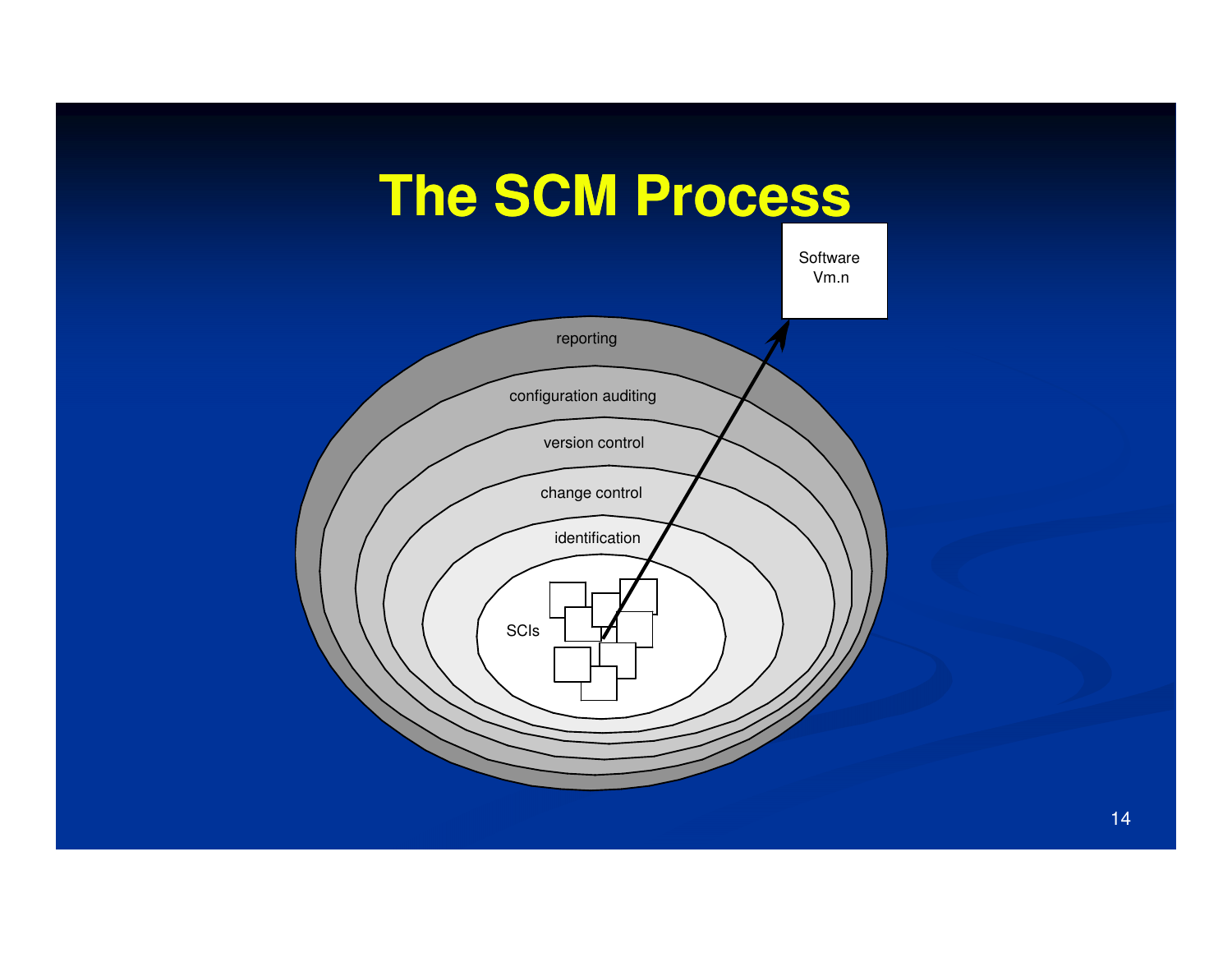# The SCM Process

Software Vm.n

reporting

configuration auditing

version control

change control

identification

SCIs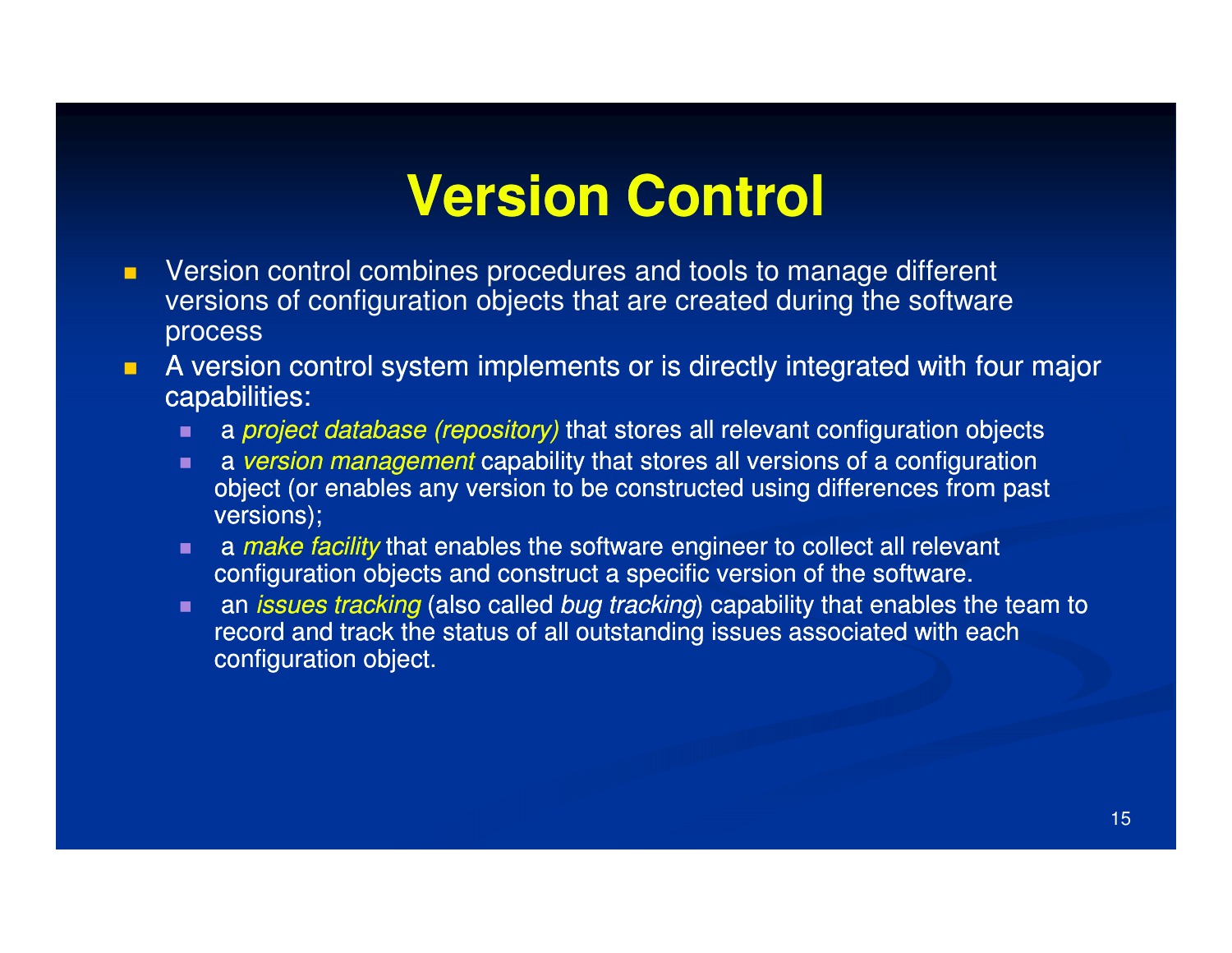# Version Control

- Version control combines procedures and tools to manage different versions of configuration objects that are created during the software process
- A version control system implements or is directly integrated with four major capabilities:
  - a *project database (repository)* that stores all relevant configuration objects
  - a *version management* capability that stores all versions of a configuration object (or enables any version to be constructed using differences from past versions);
  - a *make facility* that enables the software engineer to collect all relevant configuration objects and construct a specific version of the software.
  - an *issues tracking* (also called *bug tracking*) capability that enables the team to record and track the status of all outstanding issues associated with each configuration object.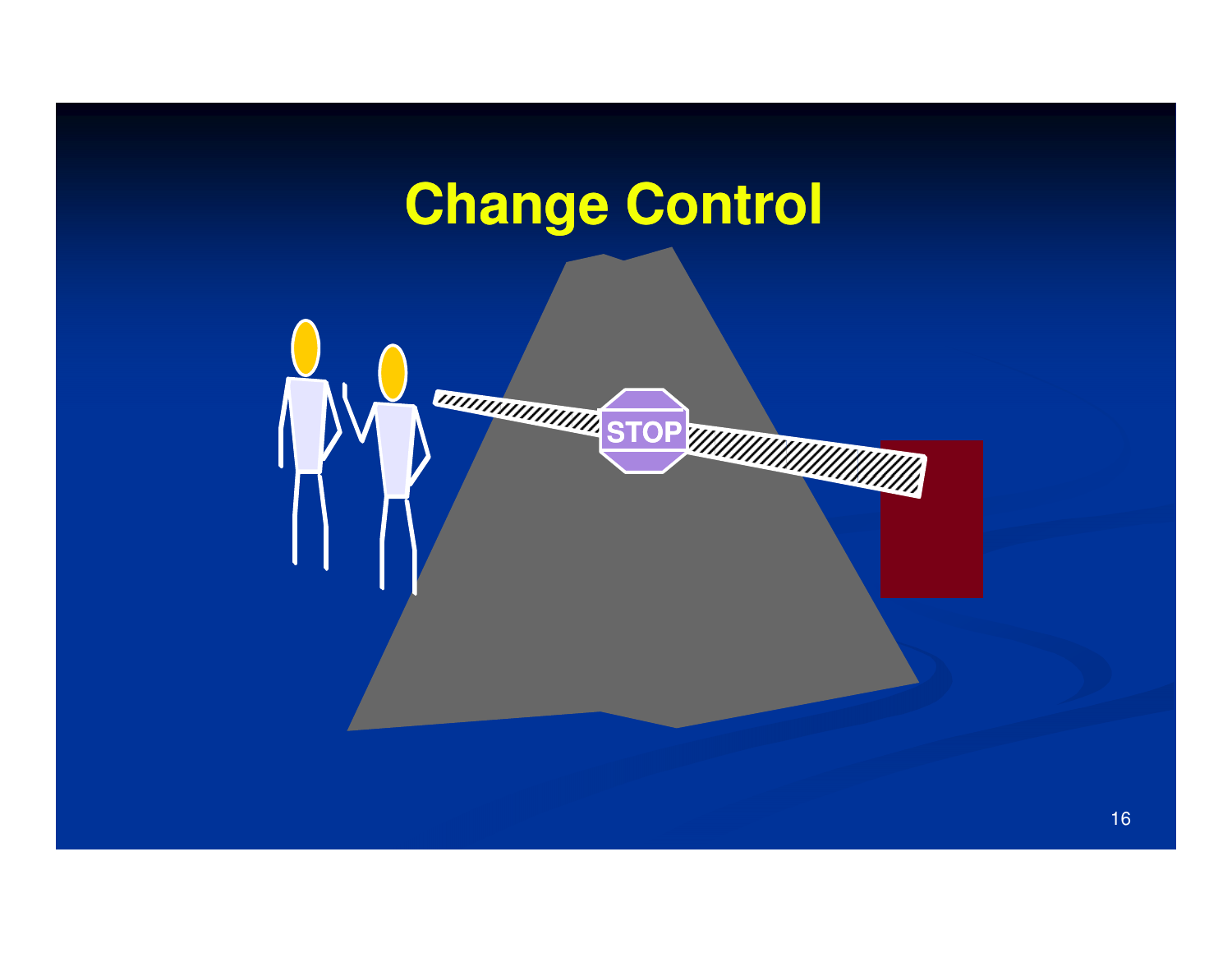# Change Control

STOP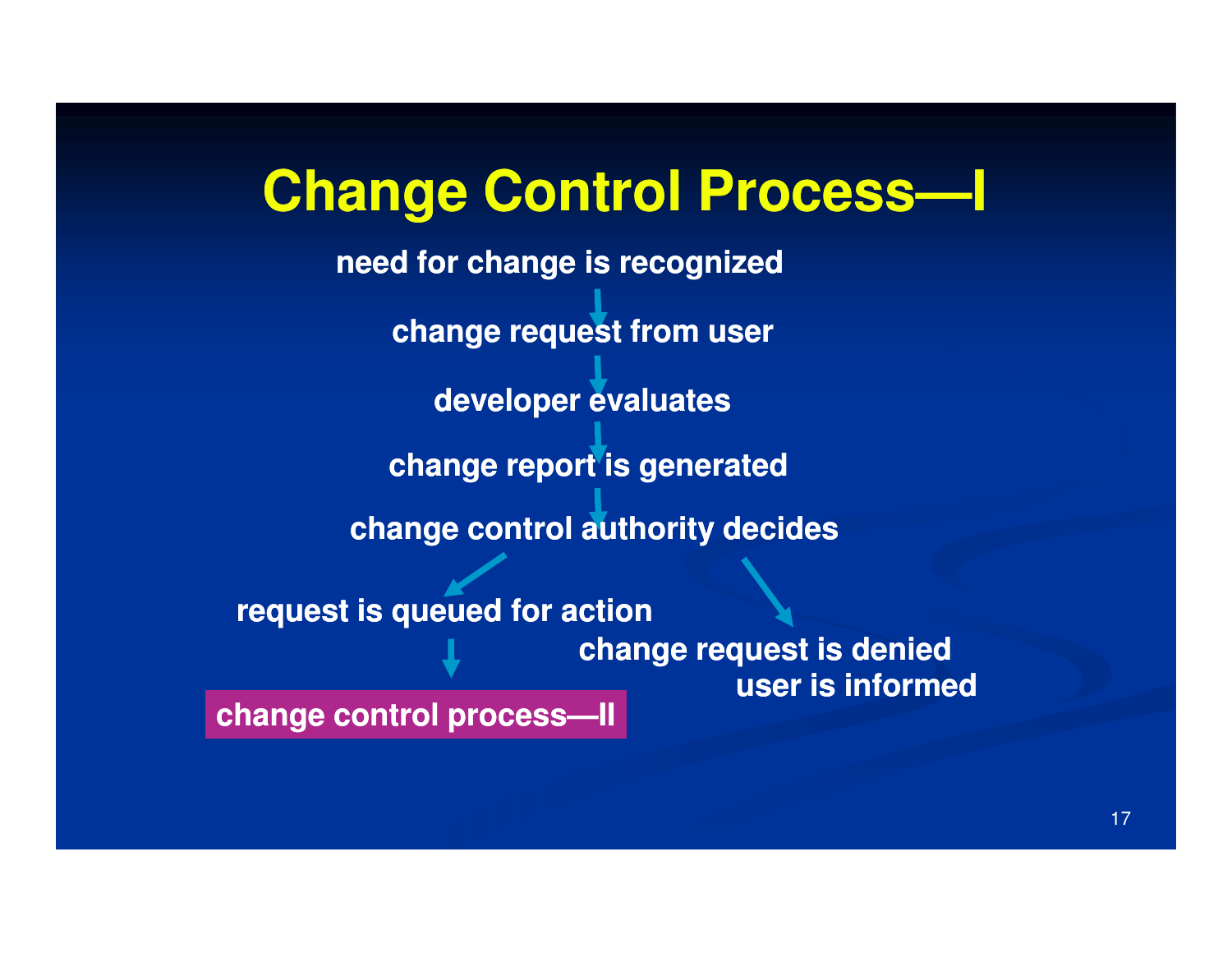# Change Control Process—I

need for change is recognized

↓

change request from user

↓

developer evaluates

↓

change report is generated

↓

change control authority decides

↙ ↘

request is queued for action

↓

**change control process—II**

change request is denied
user is informed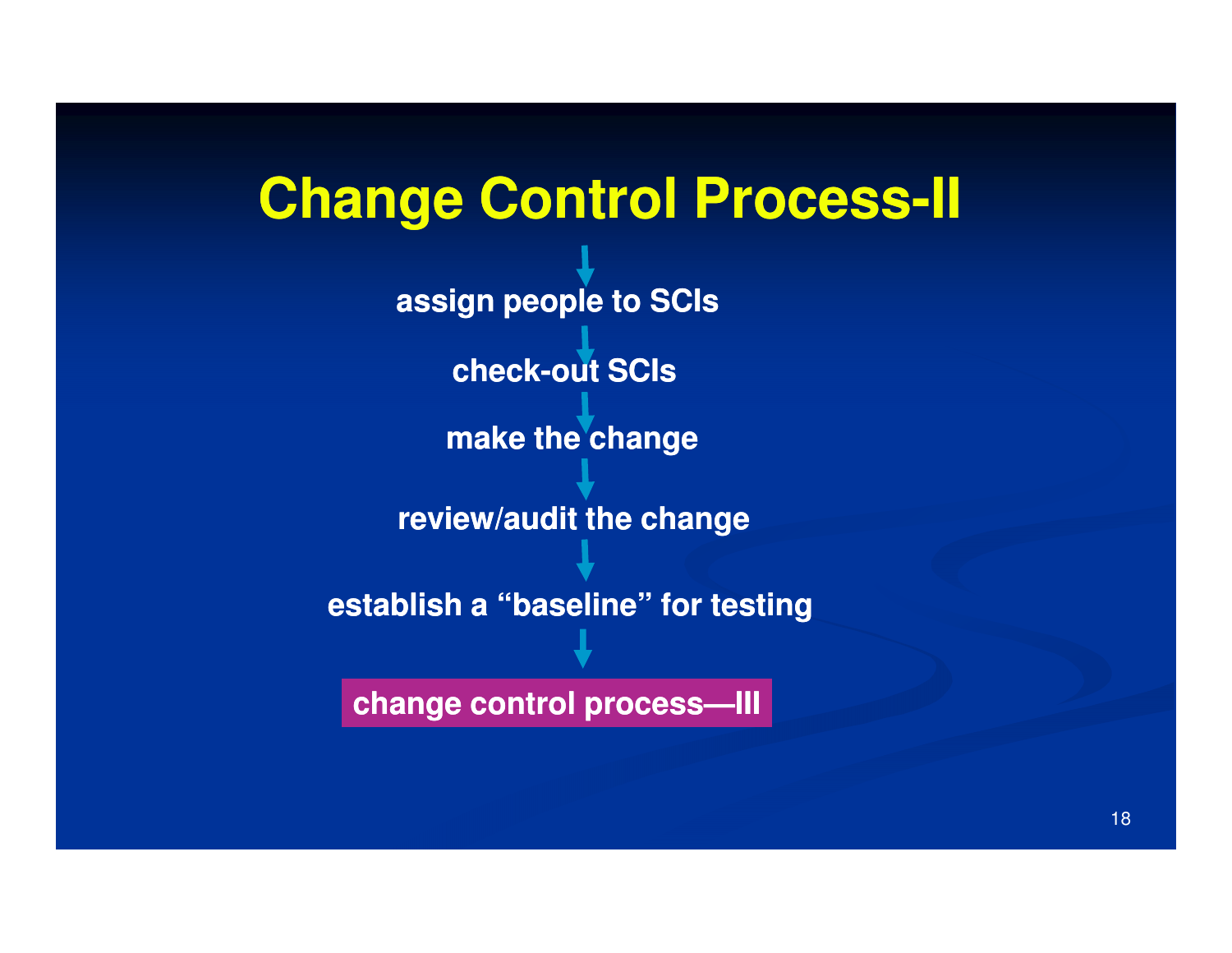# Change Control Process-II

**assign people to SCIs**

↓

**check-out SCIs**

↓

**make the change**

↓

**review/audit the change**

↓

**establish a "baseline" for testing**

↓

**change control process—III**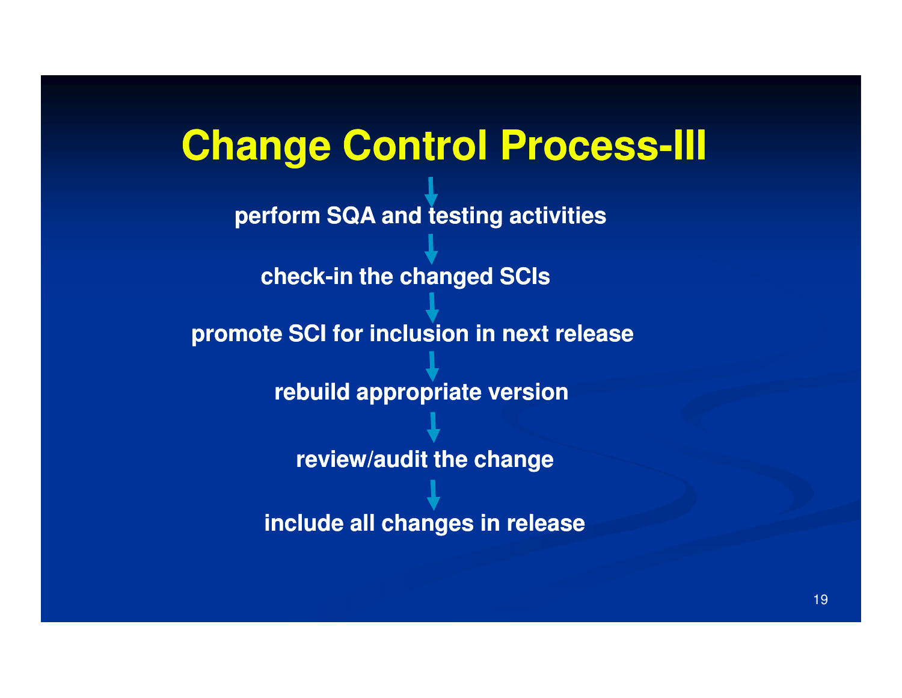# Change Control Process-III

↓

**perform SQA and testing activities**

↓

**check-in the changed SCIs**

↓

**promote SCI for inclusion in next release**

↓

**rebuild appropriate version**

↓

**review/audit the change**

↓

**include all changes in release**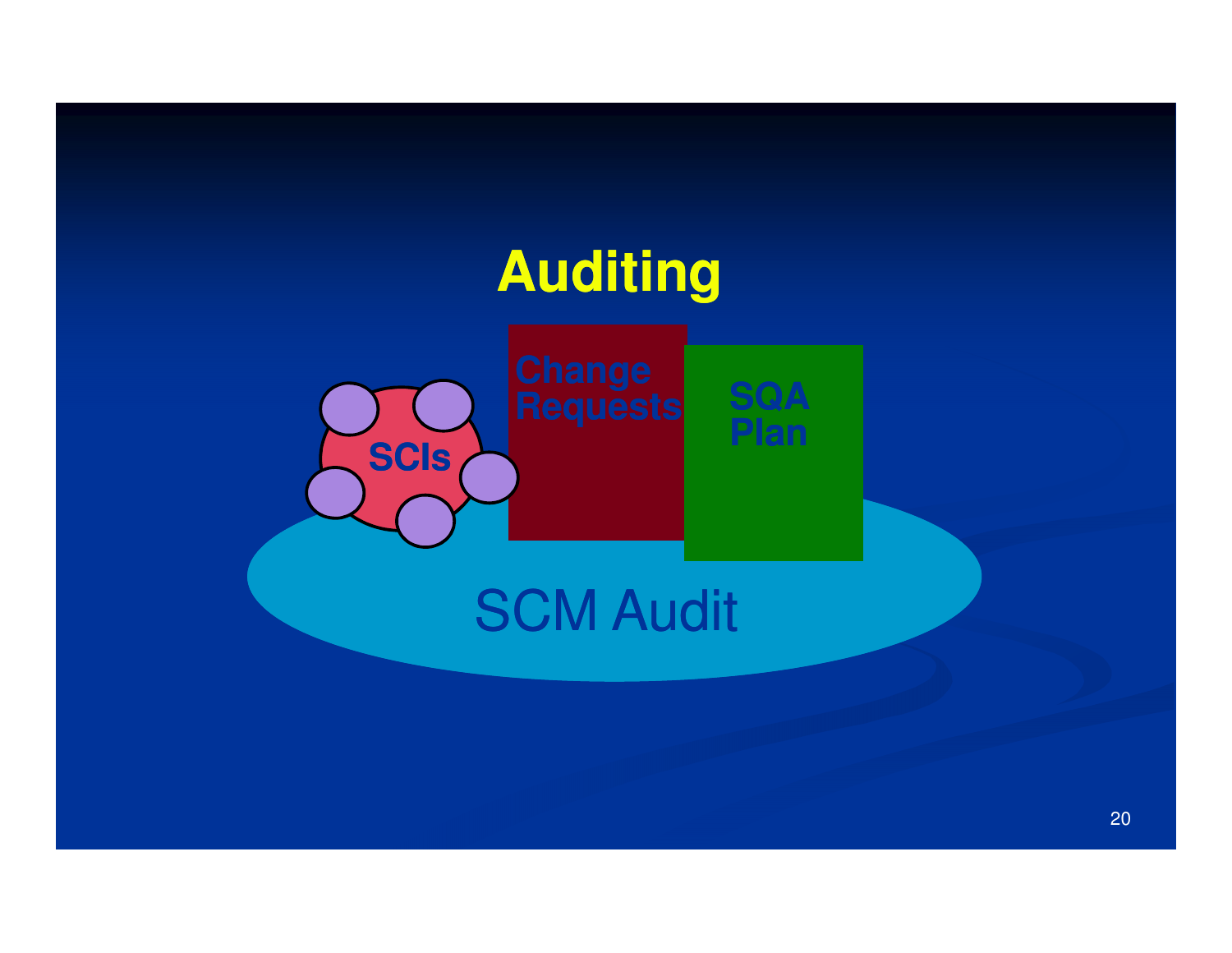# Auditing

SCIs

Change Requests

SQA Plan

SCM Audit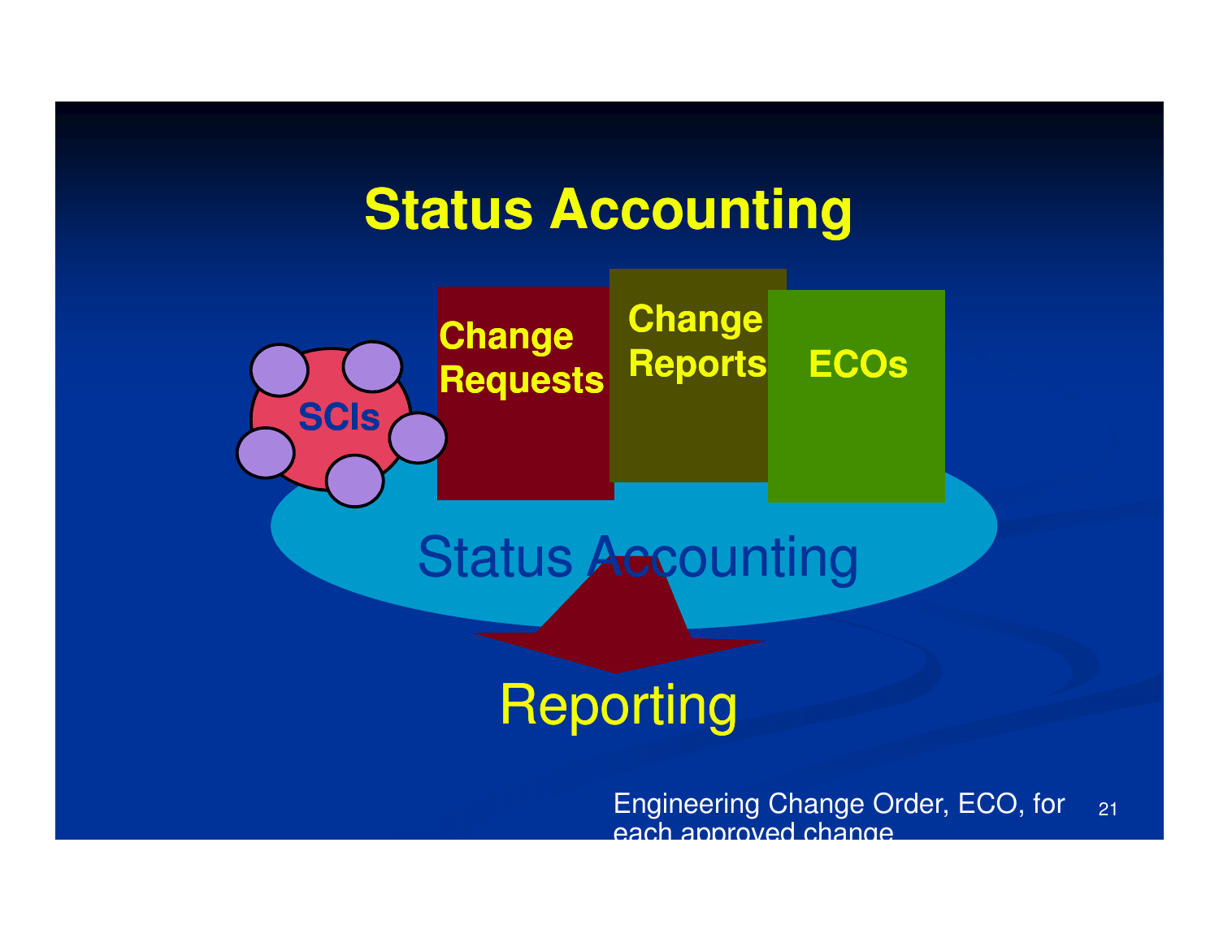# Status Accounting

SCIs

Change Requests

Change Reports

ECOs

Status Accounting

Reporting

Engineering Change Order, ECO, for each approved change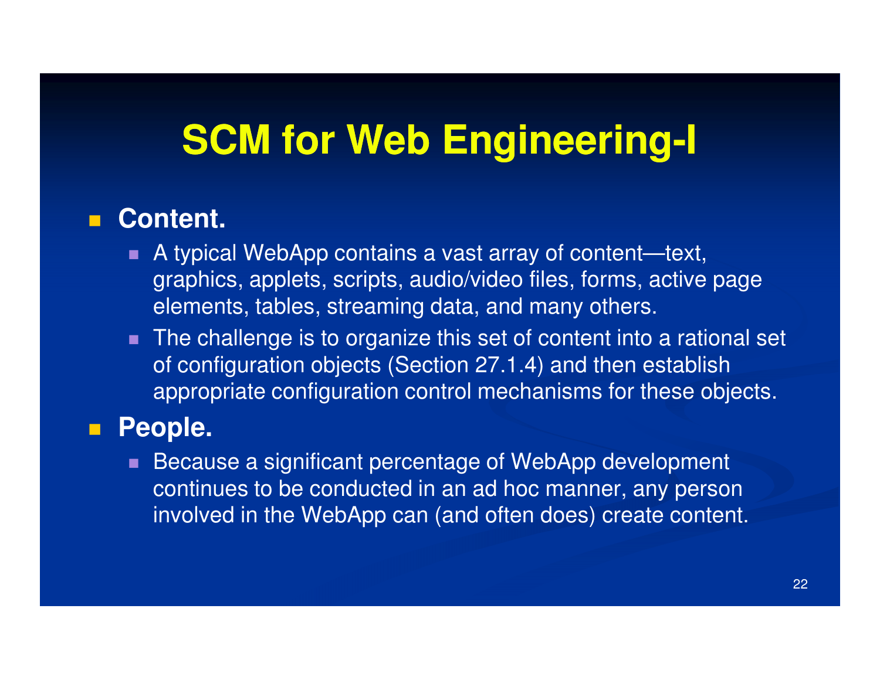# SCM for Web Engineering-I

- **Content.**
  - A typical WebApp contains a vast array of content—text, graphics, applets, scripts, audio/video files, forms, active page elements, tables, streaming data, and many others.
  - The challenge is to organize this set of content into a rational set of configuration objects (Section 27.1.4) and then establish appropriate configuration control mechanisms for these objects.
- **People.**
  - Because a significant percentage of WebApp development continues to be conducted in an ad hoc manner, any person involved in the WebApp can (and often does) create content.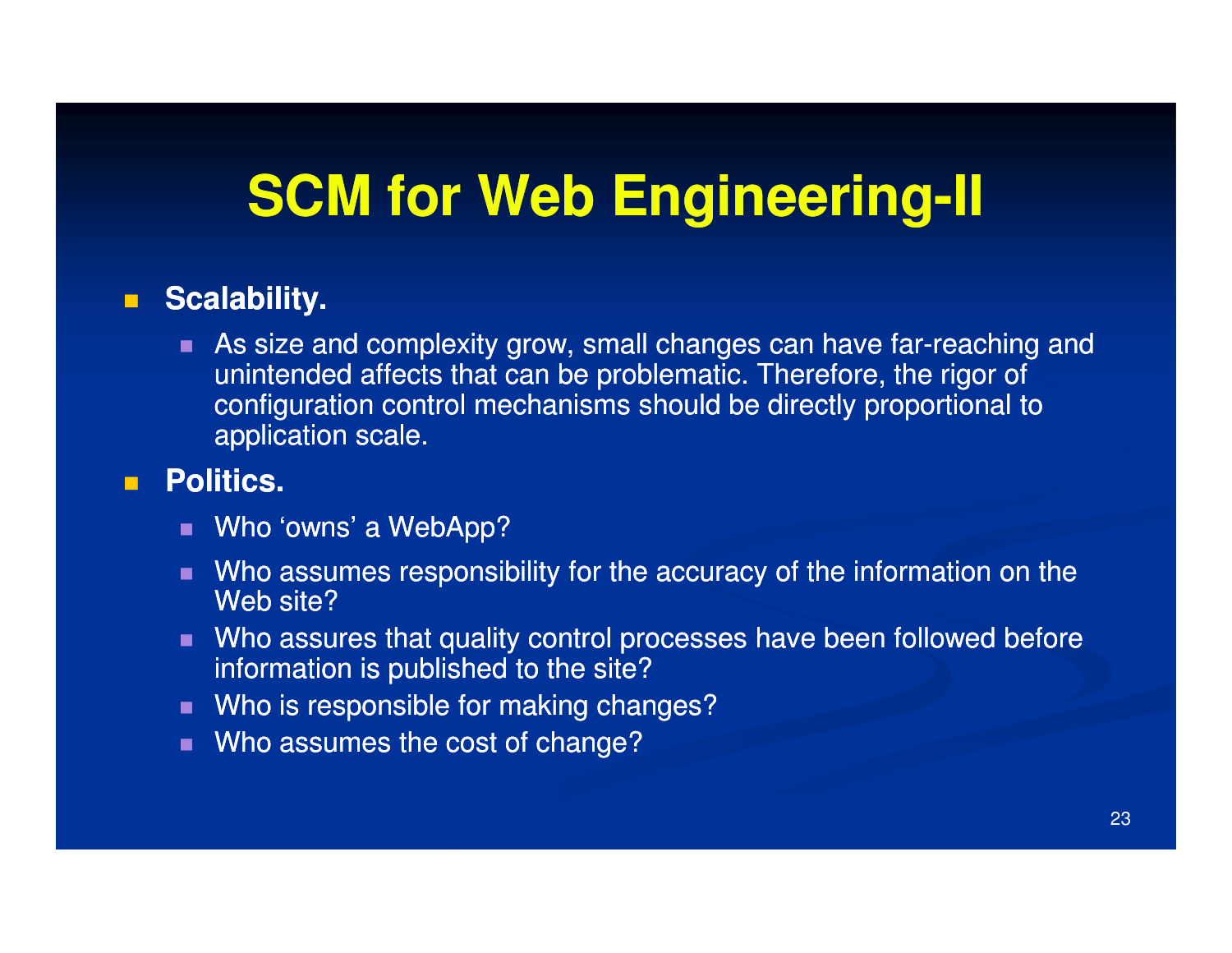# SCM for Web Engineering-II

- **Scalability.**
  - As size and complexity grow, small changes can have far-reaching and unintended affects that can be problematic. Therefore, the rigor of configuration control mechanisms should be directly proportional to application scale.
- **Politics.**
  - Who ‘owns’ a WebApp?
  - Who assumes responsibility for the accuracy of the information on the Web site?
  - Who assures that quality control processes have been followed before information is published to the site?
  - Who is responsible for making changes?
  - Who assumes the cost of change?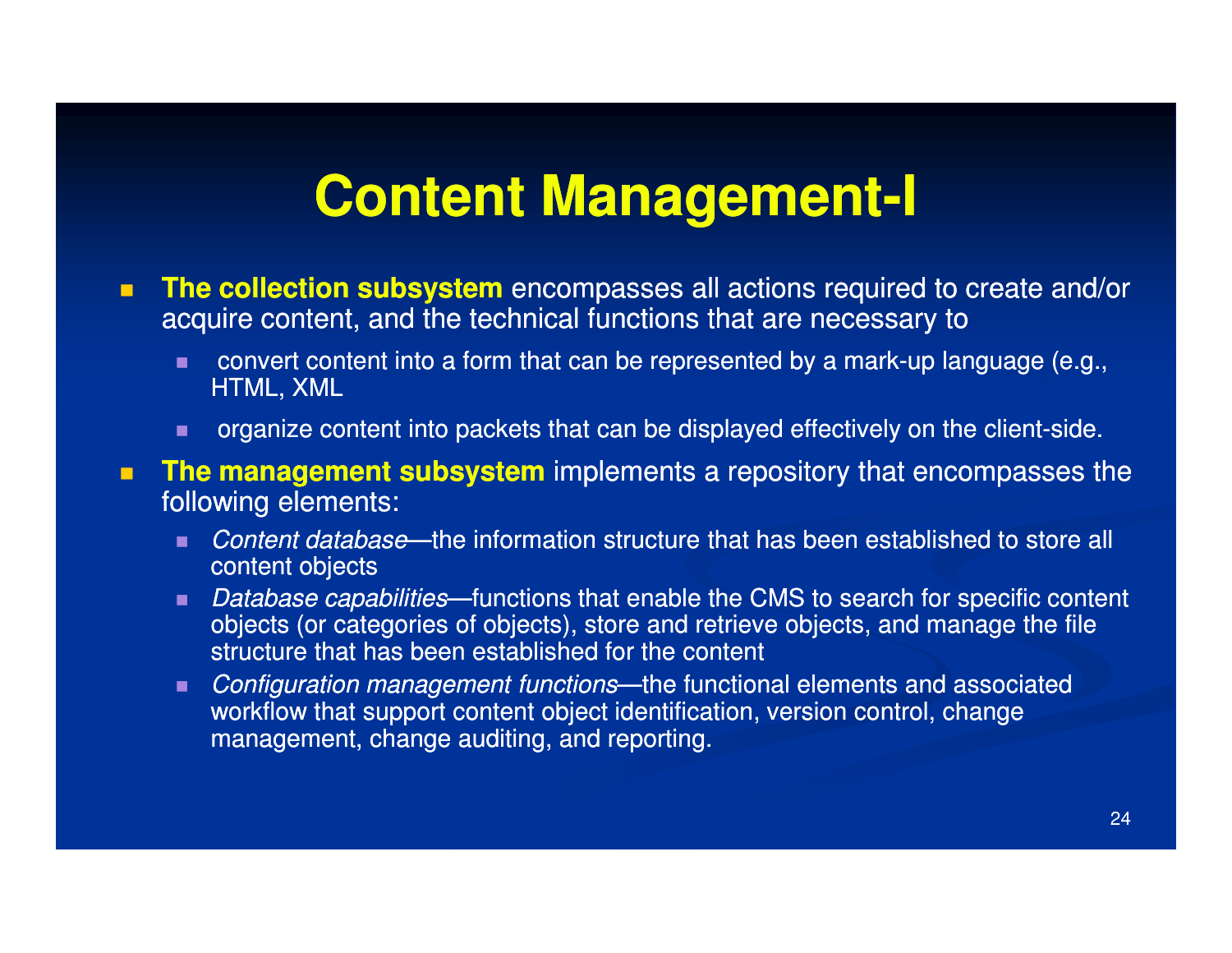# Content Management-I

- **The collection subsystem** encompasses all actions required to create and/or acquire content, and the technical functions that are necessary to
  - convert content into a form that can be represented by a mark-up language (e.g., HTML, XML
  - organize content into packets that can be displayed effectively on the client-side.
- **The management subsystem** implements a repository that encompasses the following elements:
  - *Content database*—the information structure that has been established to store all content objects
  - *Database capabilities*—functions that enable the CMS to search for specific content objects (or categories of objects), store and retrieve objects, and manage the file structure that has been established for the content
  - *Configuration management functions*—the functional elements and associated workflow that support content object identification, version control, change management, change auditing, and reporting.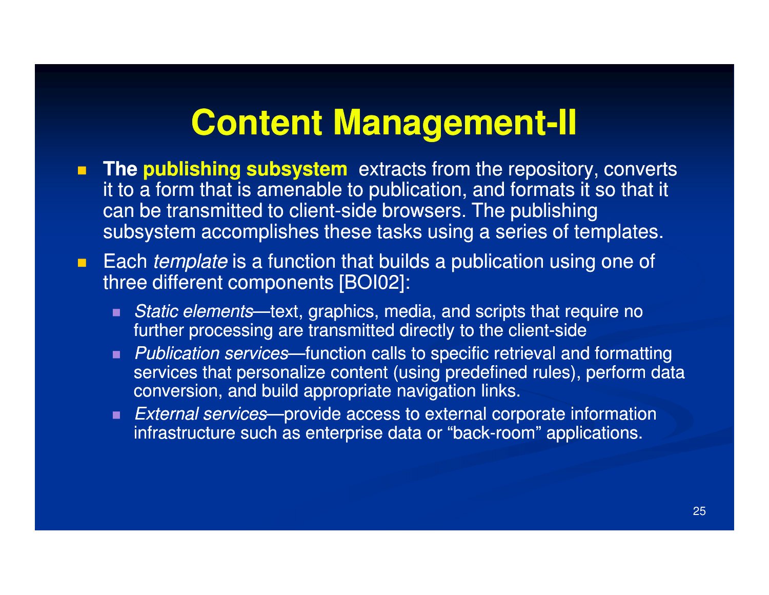# Content Management-II

- **The publishing subsystem** extracts from the repository, converts it to a form that is amenable to publication, and formats it so that it can be transmitted to client-side browsers. The publishing subsystem accomplishes these tasks using a series of templates.
- Each *template* is a function that builds a publication using one of three different components [BOI02]:
  - *Static elements*—text, graphics, media, and scripts that require no further processing are transmitted directly to the client-side
  - *Publication services*—function calls to specific retrieval and formatting services that personalize content (using predefined rules), perform data conversion, and build appropriate navigation links.
  - *External services*—provide access to external corporate information infrastructure such as enterprise data or "back-room" applications.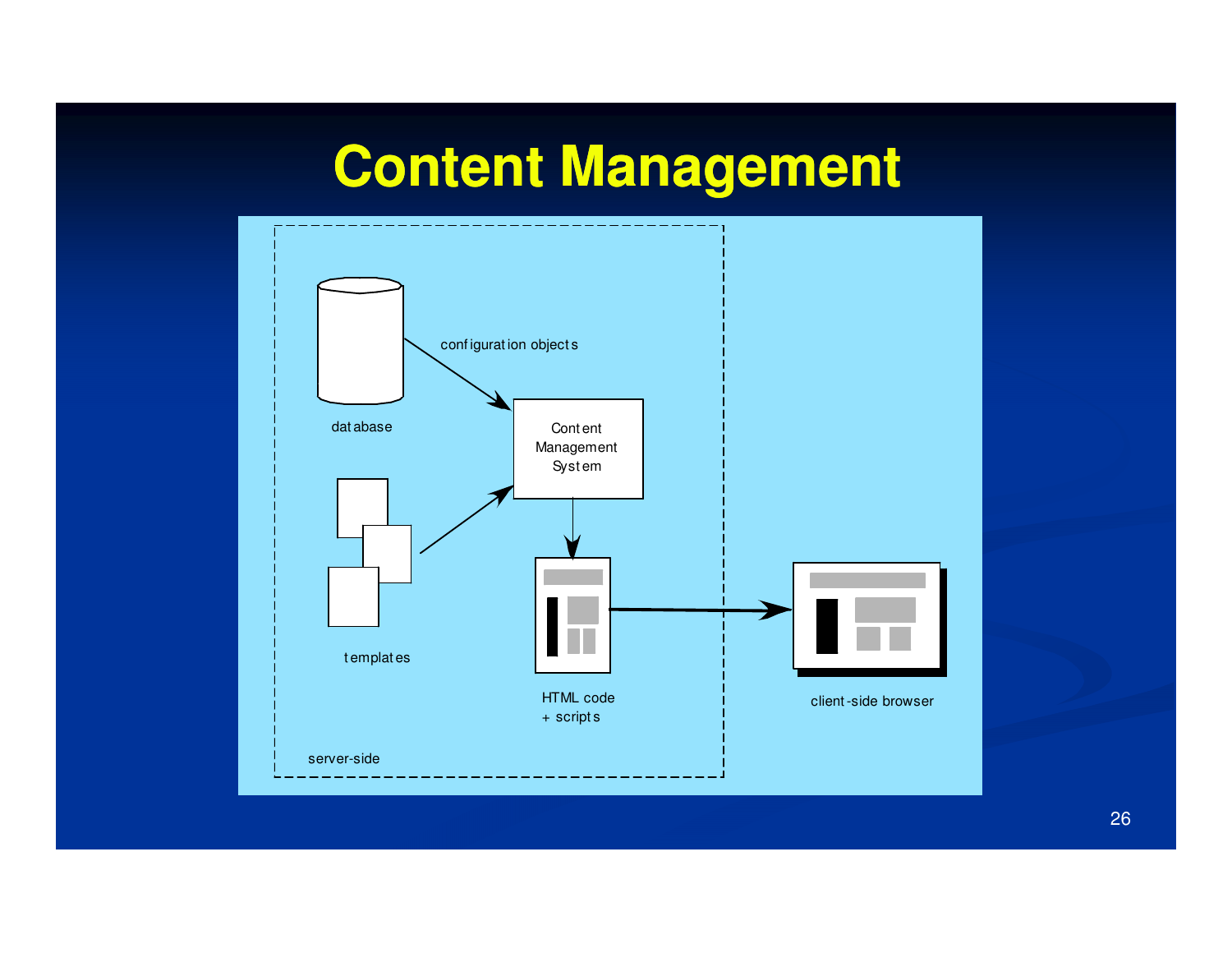# Content Management

database

configuration objects

Content Management System

templates

HTML code + scripts

client-side browser

server-side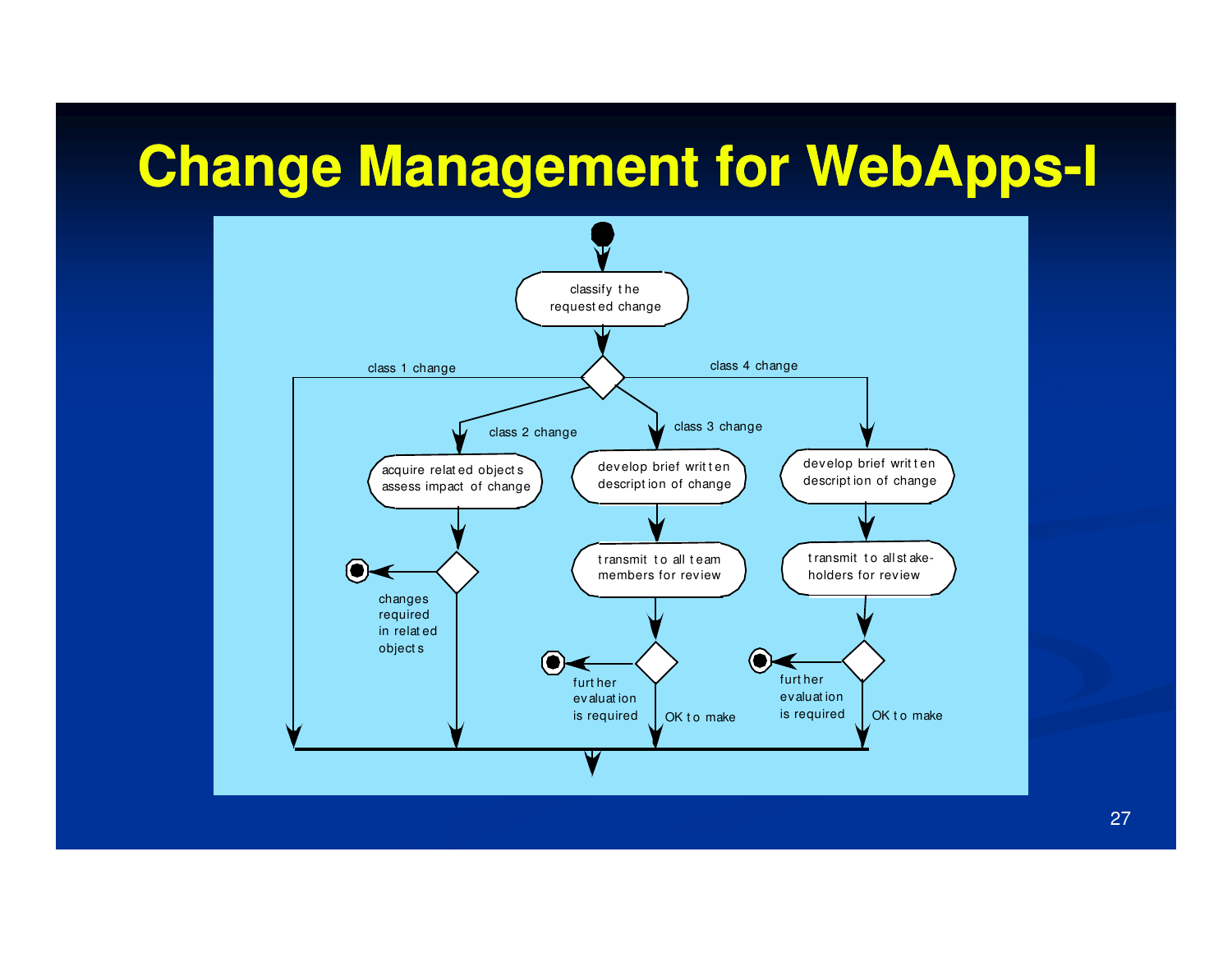# Change Management for WebApps-I

classify the requested change

class 1 change

class 4 change

class 2 change

class 3 change

acquire related objects assess impact of change

develop brief written description of change

develop brief written description of change

transmit to all team members for review

transmit to all stake-holders for review

changes required in related objects

further evaluation is required

OK to make

further evaluation is required

OK to make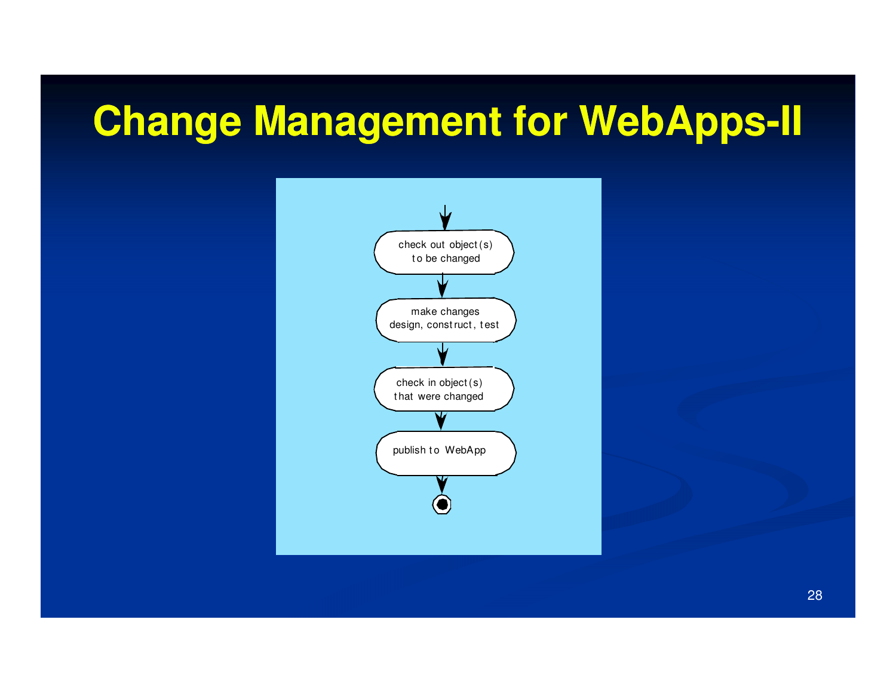# Change Management for WebApps-II

check out object(s) to be changed

make changes design, construct, test

check in object(s) that were changed

publish to WebApp